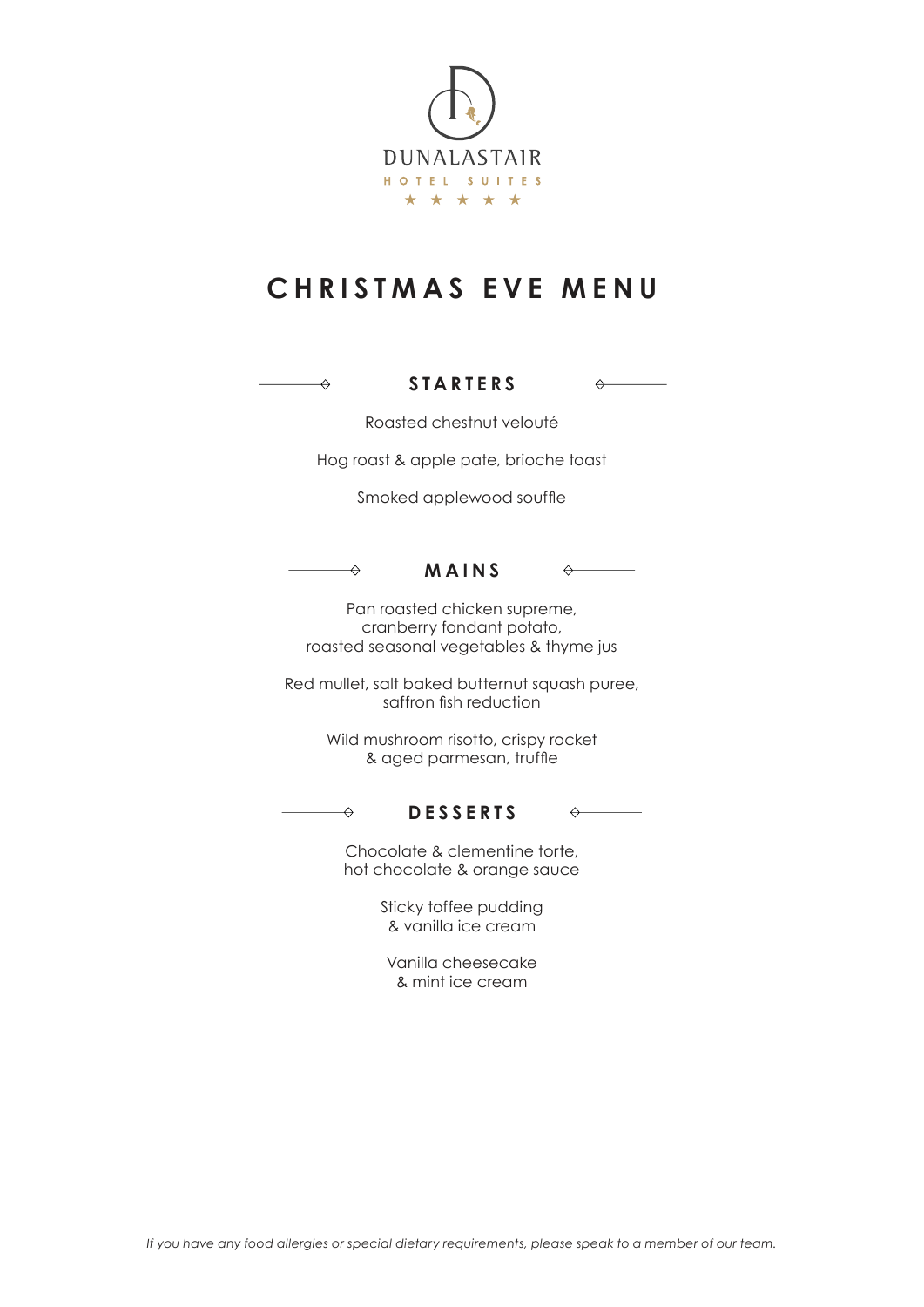DUNALASTAIR

HOTEL SUITES

★ ★ ★ ★ ★

# CHRISTMAS EVE MENU

## STARTERS

Roasted chestnut velouté

Hog roast & apple pate, brioche toast

Smoked applewood souffle

## MAINS

Pan roasted chicken supreme,
cranberry fondant potato,
roasted seasonal vegetables & thyme jus

Red mullet, salt baked butternut squash puree,
saffron fish reduction

Wild mushroom risotto, crispy rocket
& aged parmesan, truffle

## DESSERTS

Chocolate & clementine torte,
hot chocolate & orange sauce

Sticky toffee pudding
& vanilla ice cream

Vanilla cheesecake
& mint ice cream

*If you have any food allergies or special dietary requirements, please speak to a member of our team.*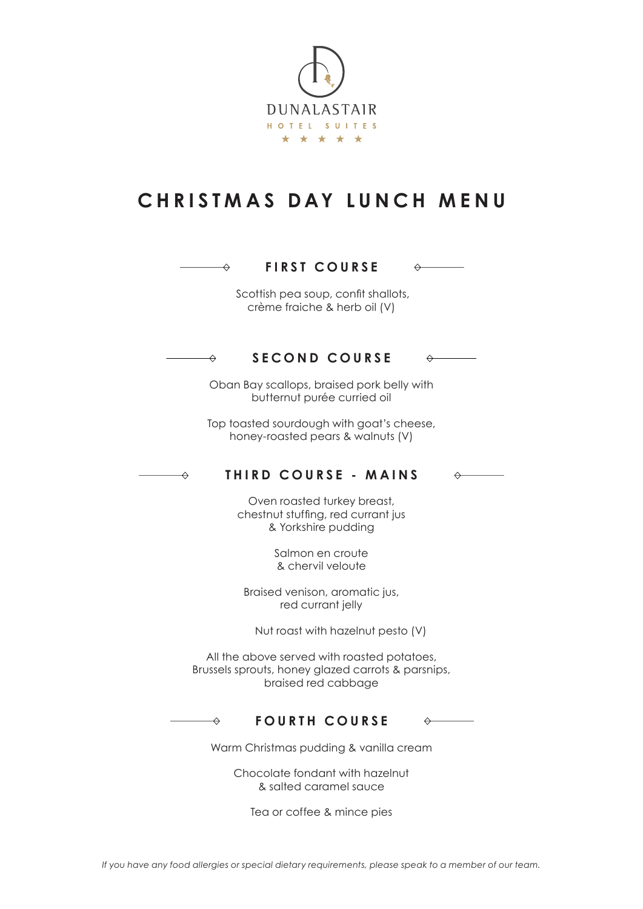DUNALASTAIR

HOTEL SUITES

★ ★ ★ ★ ★

# CHRISTMAS DAY LUNCH MENU

## FIRST COURSE

Scottish pea soup, confit shallots,
crème fraiche & herb oil (V)

## SECOND COURSE

Oban Bay scallops, braised pork belly with
butternut purée curried oil

Top toasted sourdough with goat's cheese,
honey-roasted pears & walnuts (V)

## THIRD COURSE - MAINS

Oven roasted turkey breast,
chestnut stuffing, red currant jus
& Yorkshire pudding

Salmon en croute
& chervil veloute

Braised venison, aromatic jus,
red currant jelly

Nut roast with hazelnut pesto (V)

All the above served with roasted potatoes,
Brussels sprouts, honey glazed carrots & parsnips,
braised red cabbage

## FOURTH COURSE

Warm Christmas pudding & vanilla cream

Chocolate fondant with hazelnut
& salted caramel sauce

Tea or coffee & mince pies

*If you have any food allergies or special dietary requirements, please speak to a member of our team.*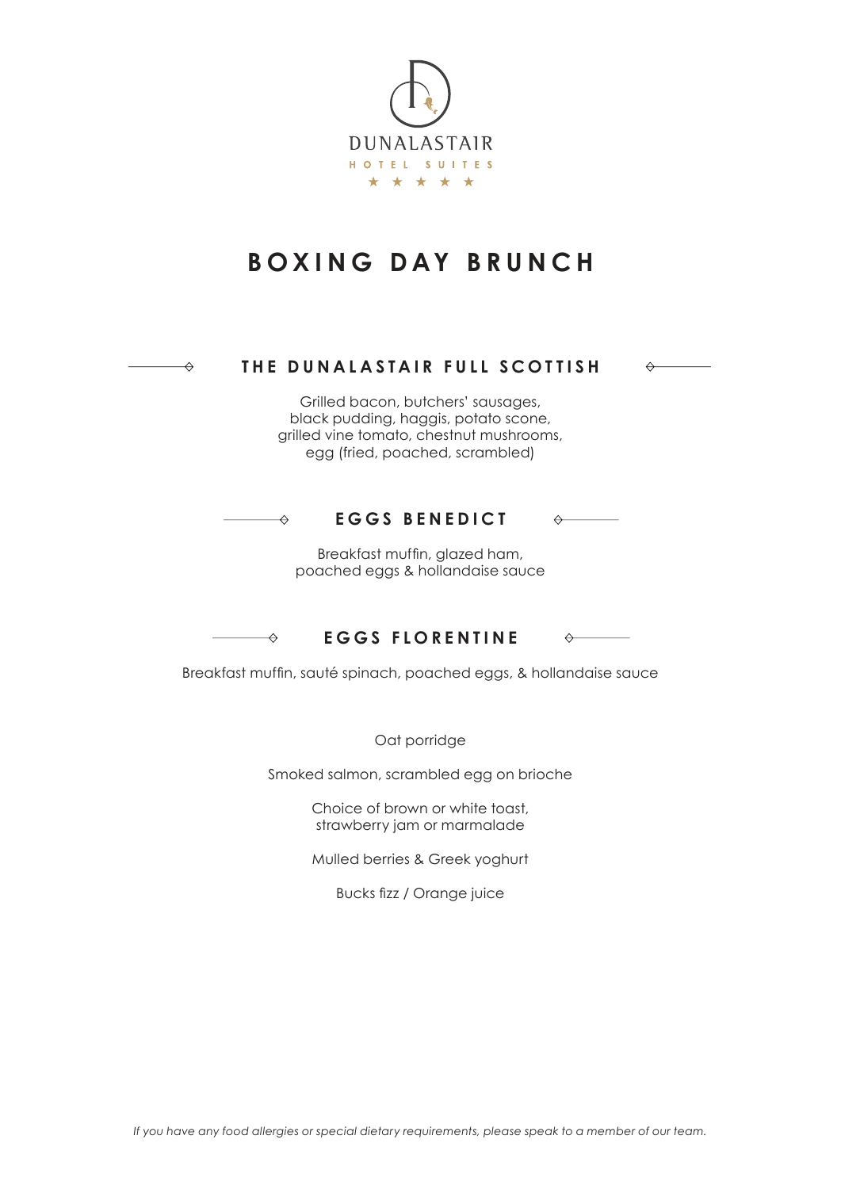DUNALASTAIR

HOTEL SUITES

★ ★ ★ ★ ★

# BOXING DAY BRUNCH

## THE DUNALASTAIR FULL SCOTTISH

Grilled bacon, butchers' sausages, black pudding, haggis, potato scone, grilled vine tomato, chestnut mushrooms, egg (fried, poached, scrambled)

## EGGS BENEDICT

Breakfast muffin, glazed ham, poached eggs & hollandaise sauce

## EGGS FLORENTINE

Breakfast muffin, sauté spinach, poached eggs, & hollandaise sauce

Oat porridge

Smoked salmon, scrambled egg on brioche

Choice of brown or white toast, strawberry jam or marmalade

Mulled berries & Greek yoghurt

Bucks fizz / Orange juice

*If you have any food allergies or special dietary requirements, please speak to a member of our team.*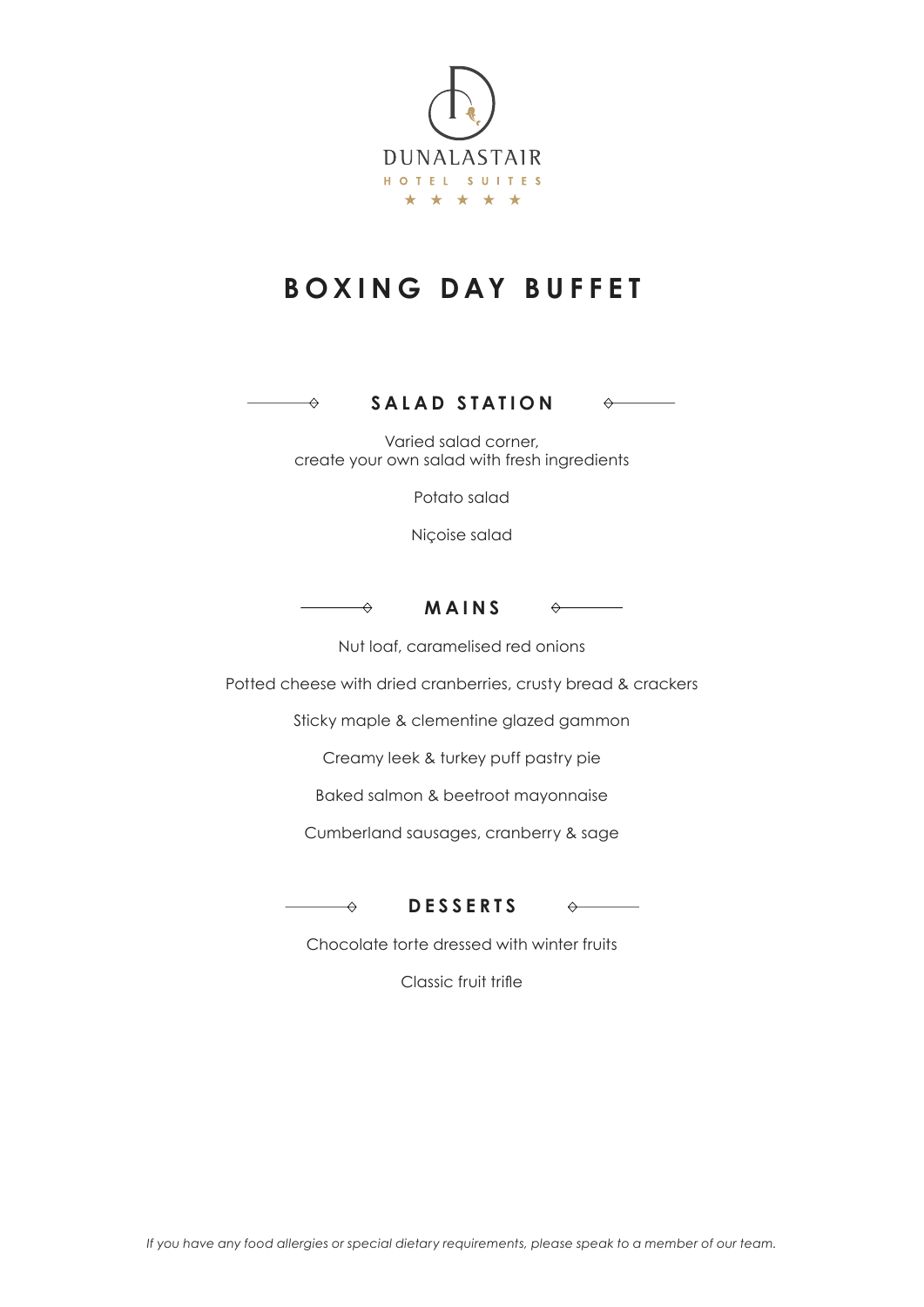DUNALASTAIR

HOTEL SUITES

★ ★ ★ ★ ★

# BOXING DAY BUFFET

## SALAD STATION

Varied salad corner,
create your own salad with fresh ingredients

Potato salad

Niçoise salad

## MAINS

Nut loaf, caramelised red onions

Potted cheese with dried cranberries, crusty bread & crackers

Sticky maple & clementine glazed gammon

Creamy leek & turkey puff pastry pie

Baked salmon & beetroot mayonnaise

Cumberland sausages, cranberry & sage

## DESSERTS

Chocolate torte dressed with winter fruits

Classic fruit trifle

*If you have any food allergies or special dietary requirements, please speak to a member of our team.*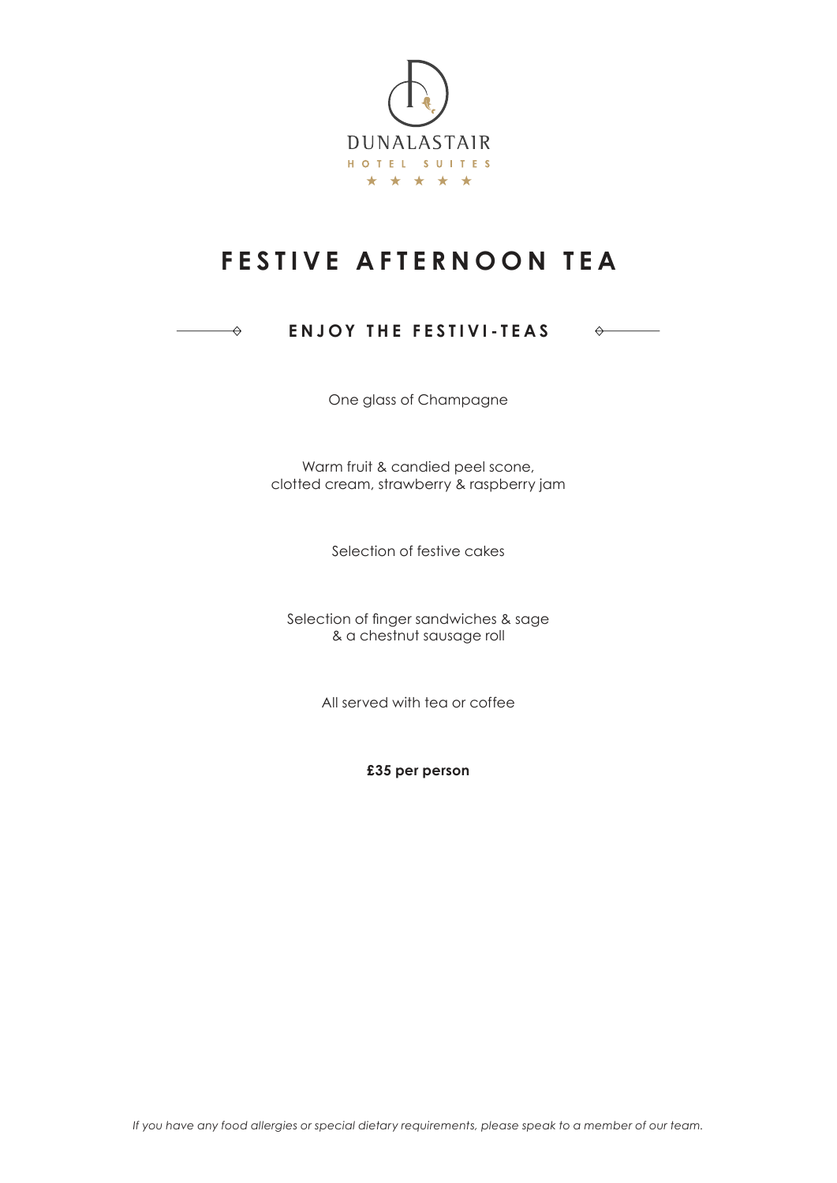DUNALASTAIR

HOTEL SUITES

★ ★ ★ ★ ★

# FESTIVE AFTERNOON TEA

## ENJOY THE FESTIVI-TEAS

One glass of Champagne

Warm fruit & candied peel scone,
clotted cream, strawberry & raspberry jam

Selection of festive cakes

Selection of finger sandwiches & sage
& a chestnut sausage roll

All served with tea or coffee

**£35 per person**

*If you have any food allergies or special dietary requirements, please speak to a member of our team.*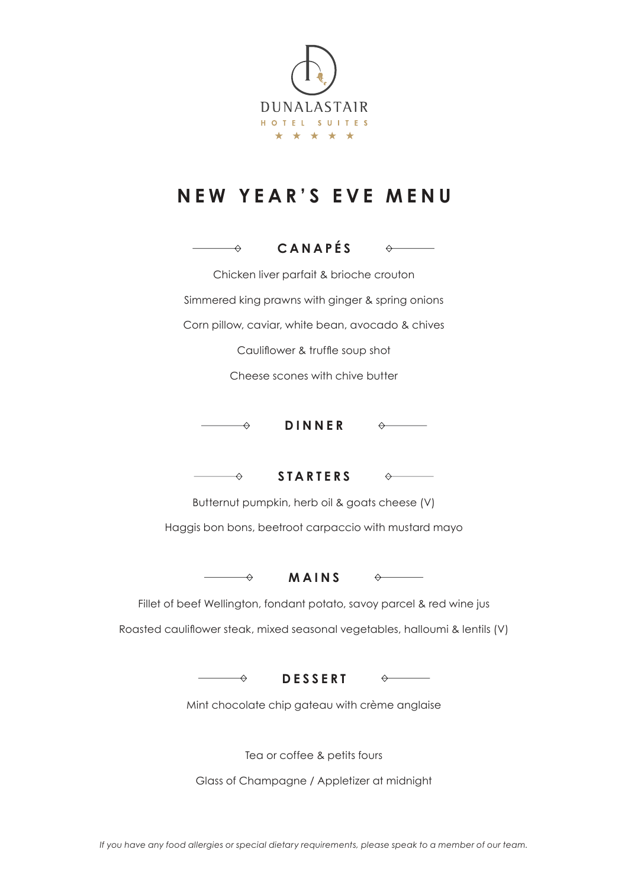DUNALASTAIR

HOTEL SUITES

★ ★ ★ ★ ★

# NEW YEAR'S EVE MENU

## CANAPÉS

Chicken liver parfait & brioche crouton

Simmered king prawns with ginger & spring onions

Corn pillow, caviar, white bean, avocado & chives

Cauliflower & truffle soup shot

Cheese scones with chive butter

## DINNER

### STARTERS

Butternut pumpkin, herb oil & goats cheese (V)

Haggis bon bons, beetroot carpaccio with mustard mayo

### MAINS

Fillet of beef Wellington, fondant potato, savoy parcel & red wine jus

Roasted cauliflower steak, mixed seasonal vegetables, halloumi & lentils (V)

### DESSERT

Mint chocolate chip gateau with crème anglaise

Tea or coffee & petits fours

Glass of Champagne / Appletizer at midnight

*If you have any food allergies or special dietary requirements, please speak to a member of our team.*